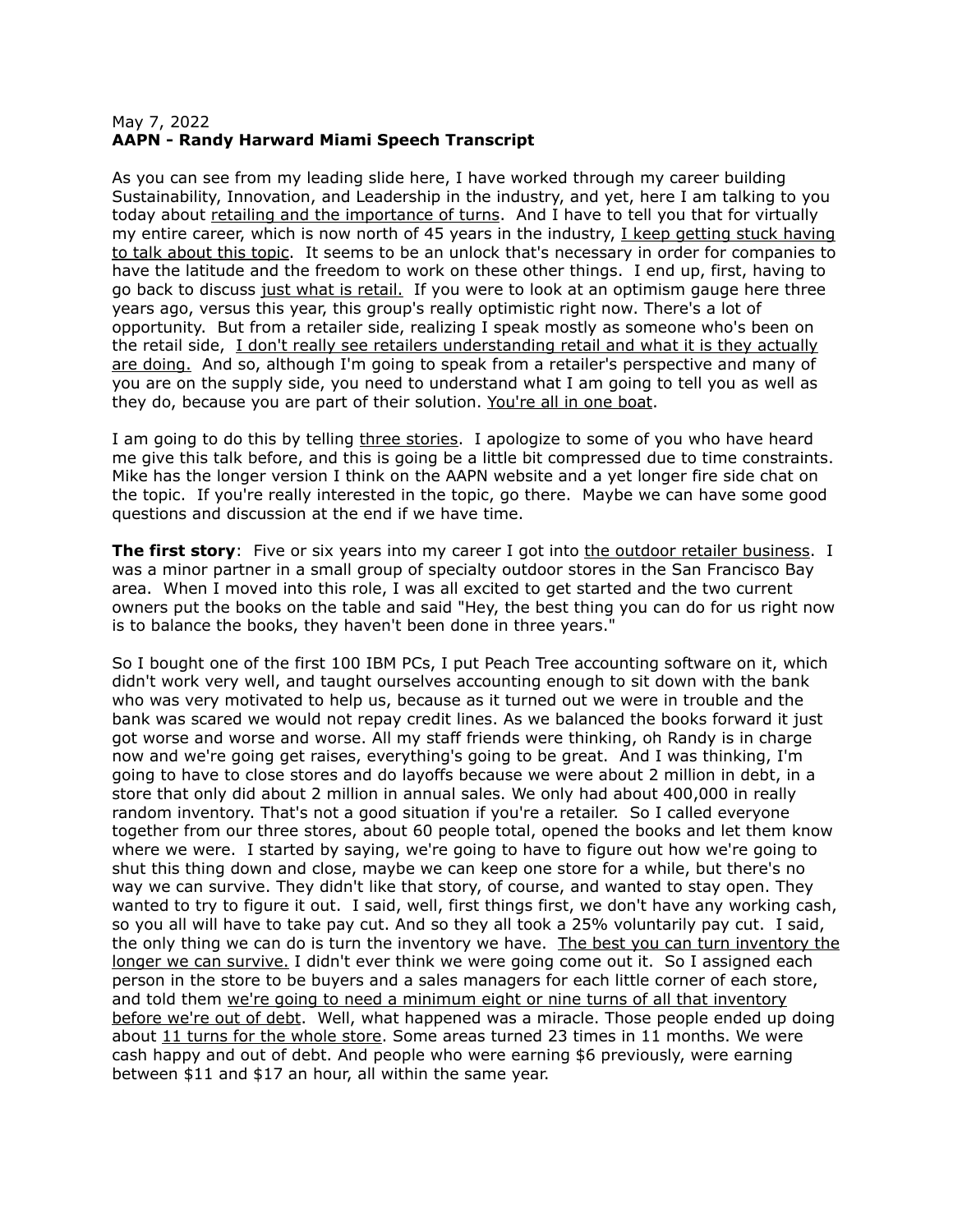May 7, 2022
**AAPN - Randy Harward Miami Speech Transcript**

As you can see from my leading slide here, I have worked through my career building Sustainability, Innovation, and Leadership in the industry, and yet, here I am talking to you today about <u>retailing and the importance of turns</u>. And I have to tell you that for virtually my entire career, which is now north of 45 years in the industry, <u>I keep getting stuck having to talk about this topic</u>. It seems to be an unlock that's necessary in order for companies to have the latitude and the freedom to work on these other things. I end up, first, having to go back to discuss <u>just what is retail.</u> If you were to look at an optimism gauge here three years ago, versus this year, this group's really optimistic right now. There's a lot of opportunity. But from a retailer side, realizing I speak mostly as someone who's been on the retail side, <u>I don't really see retailers understanding retail and what it is they actually are doing.</u> And so, although I'm going to speak from a retailer's perspective and many of you are on the supply side, you need to understand what I am going to tell you as well as they do, because you are part of their solution. <u>You're all in one boat</u>.

I am going to do this by telling <u>three stories</u>. I apologize to some of you who have heard me give this talk before, and this is going be a little bit compressed due to time constraints. Mike has the longer version I think on the AAPN website and a yet longer fire side chat on the topic. If you're really interested in the topic, go there. Maybe we can have some good questions and discussion at the end if we have time.

**The first story**: Five or six years into my career I got into <u>the outdoor retailer business</u>. I was a minor partner in a small group of specialty outdoor stores in the San Francisco Bay area. When I moved into this role, I was all excited to get started and the two current owners put the books on the table and said "Hey, the best thing you can do for us right now is to balance the books, they haven't been done in three years."

So I bought one of the first 100 IBM PCs, I put Peach Tree accounting software on it, which didn't work very well, and taught ourselves accounting enough to sit down with the bank who was very motivated to help us, because as it turned out we were in trouble and the bank was scared we would not repay credit lines. As we balanced the books forward it just got worse and worse and worse. All my staff friends were thinking, oh Randy is in charge now and we're going get raises, everything's going to be great. And I was thinking, I'm going to have to close stores and do layoffs because we were about 2 million in debt, in a store that only did about 2 million in annual sales. We only had about 400,000 in really random inventory. That's not a good situation if you're a retailer. So I called everyone together from our three stores, about 60 people total, opened the books and let them know where we were. I started by saying, we're going to have to figure out how we're going to shut this thing down and close, maybe we can keep one store for a while, but there's no way we can survive. They didn't like that story, of course, and wanted to stay open. They wanted to try to figure it out. I said, well, first things first, we don't have any working cash, so you all will have to take pay cut. And so they all took a 25% voluntarily pay cut. I said, the only thing we can do is turn the inventory we have. <u>The best you can turn inventory the longer we can survive.</u> I didn't ever think we were going come out it. So I assigned each person in the store to be buyers and a sales managers for each little corner of each store, and told them <u>we're going to need a minimum eight or nine turns of all that inventory before we're out of debt</u>. Well, what happened was a miracle. Those people ended up doing about <u>11 turns for the whole store</u>. Some areas turned 23 times in 11 months. We were cash happy and out of debt. And people who were earning $6 previously, were earning between $11 and $17 an hour, all within the same year.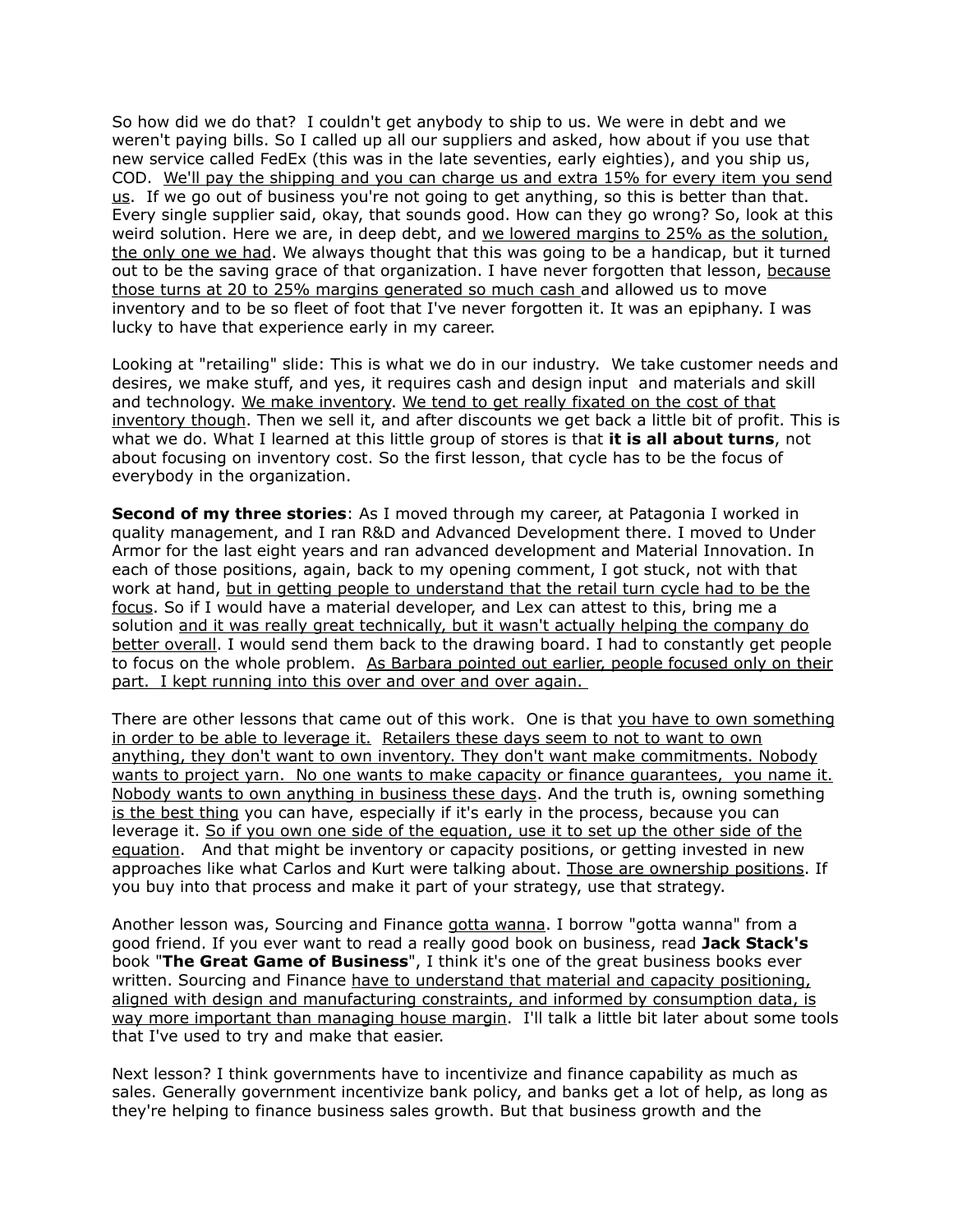So how did we do that? I couldn't get anybody to ship to us. We were in debt and we weren't paying bills. So I called up all our suppliers and asked, how about if you use that new service called FedEx (this was in the late seventies, early eighties), and you ship us, COD. <u>We'll pay the shipping and you can charge us and extra 15% for every item you send us</u>. If we go out of business you're not going to get anything, so this is better than that. Every single supplier said, okay, that sounds good. How can they go wrong? So, look at this weird solution. Here we are, in deep debt, and <u>we lowered margins to 25% as the solution, the only one we had</u>. We always thought that this was going to be a handicap, but it turned out to be the saving grace of that organization. I have never forgotten that lesson, <u>because those turns at 20 to 25% margins generated so much cash</u> and allowed us to move inventory and to be so fleet of foot that I've never forgotten it. It was an epiphany. I was lucky to have that experience early in my career.

Looking at "retailing" slide: This is what we do in our industry. We take customer needs and desires, we make stuff, and yes, it requires cash and design input and materials and skill and technology. <u>We make inventory</u>. <u>We tend to get really fixated on the cost of that inventory though</u>. Then we sell it, and after discounts we get back a little bit of profit. This is what we do. What I learned at this little group of stores is that **it is all about turns**, not about focusing on inventory cost. So the first lesson, that cycle has to be the focus of everybody in the organization.

**Second of my three stories**: As I moved through my career, at Patagonia I worked in quality management, and I ran R&D and Advanced Development there. I moved to Under Armor for the last eight years and ran advanced development and Material Innovation. In each of those positions, again, back to my opening comment, I got stuck, not with that work at hand, <u>but in getting people to understand that the retail turn cycle had to be the focus</u>. So if I would have a material developer, and Lex can attest to this, bring me a solution <u>and it was really great technically, but it wasn't actually helping the company do better overall</u>. I would send them back to the drawing board. I had to constantly get people to focus on the whole problem. <u>As Barbara pointed out earlier, people focused only on their part. I kept running into this over and over and over again.</u>

There are other lessons that came out of this work. One is that <u>you have to own something in order to be able to leverage it.</u> <u>Retailers these days seem to not to want to own anything, they don't want to own inventory. They don't want make commitments. Nobody wants to project yarn. No one wants to make capacity or finance guarantees, you name it. Nobody wants to own anything in business these days</u>. And the truth is, owning something <u>is the best thing</u> you can have, especially if it's early in the process, because you can leverage it. <u>So if you own one side of the equation, use it to set up the other side of the equation</u>. And that might be inventory or capacity positions, or getting invested in new approaches like what Carlos and Kurt were talking about. <u>Those are ownership positions</u>. If you buy into that process and make it part of your strategy, use that strategy.

Another lesson was, Sourcing and Finance <u>gotta wanna</u>. I borrow "gotta wanna" from a good friend. If you ever want to read a really good book on business, read **Jack Stack's** book "**The Great Game of Business**", I think it's one of the great business books ever written. Sourcing and Finance <u>have to understand that material and capacity positioning, aligned with design and manufacturing constraints, and informed by consumption data, is way more important than managing house margin</u>. I'll talk a little bit later about some tools that I've used to try and make that easier.

Next lesson? I think governments have to incentivize and finance capability as much as sales. Generally government incentivize bank policy, and banks get a lot of help, as long as they're helping to finance business sales growth. But that business growth and the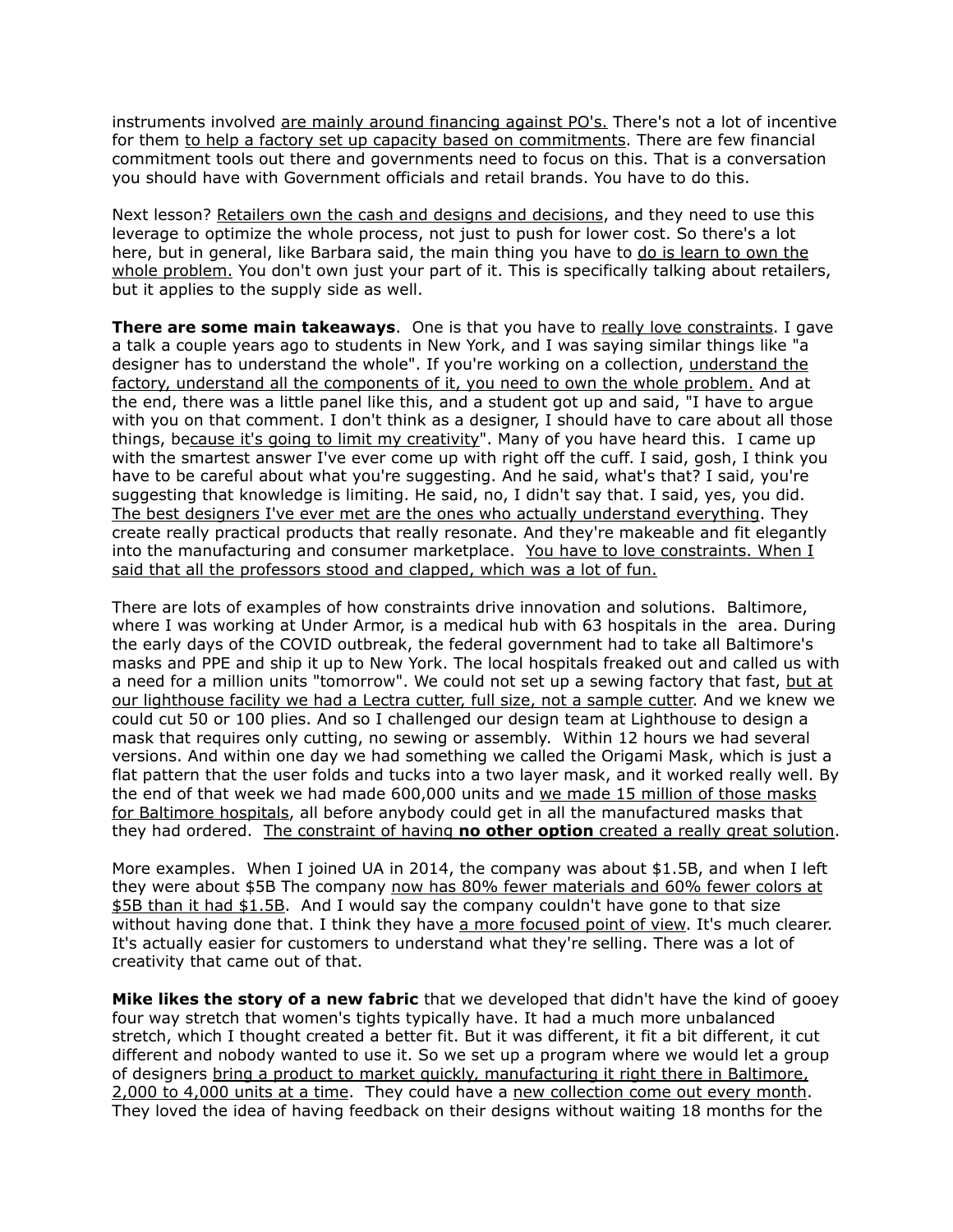instruments involved are mainly around financing against PO's. There's not a lot of incentive for them to help a factory set up capacity based on commitments. There are few financial commitment tools out there and governments need to focus on this. That is a conversation you should have with Government officials and retail brands. You have to do this.

Next lesson? Retailers own the cash and designs and decisions, and they need to use this leverage to optimize the whole process, not just to push for lower cost. So there's a lot here, but in general, like Barbara said, the main thing you have to do is learn to own the whole problem. You don't own just your part of it. This is specifically talking about retailers, but it applies to the supply side as well.

**There are some main takeaways**. One is that you have to really love constraints. I gave a talk a couple years ago to students in New York, and I was saying similar things like "a designer has to understand the whole". If you're working on a collection, understand the factory, understand all the components of it, you need to own the whole problem. And at the end, there was a little panel like this, and a student got up and said, "I have to argue with you on that comment. I don't think as a designer, I should have to care about all those things, because it's going to limit my creativity". Many of you have heard this. I came up with the smartest answer I've ever come up with right off the cuff. I said, gosh, I think you have to be careful about what you're suggesting. And he said, what's that? I said, you're suggesting that knowledge is limiting. He said, no, I didn't say that. I said, yes, you did. The best designers I've ever met are the ones who actually understand everything. They create really practical products that really resonate. And they're makeable and fit elegantly into the manufacturing and consumer marketplace. You have to love constraints. When I said that all the professors stood and clapped, which was a lot of fun.

There are lots of examples of how constraints drive innovation and solutions. Baltimore, where I was working at Under Armor, is a medical hub with 63 hospitals in the area. During the early days of the COVID outbreak, the federal government had to take all Baltimore's masks and PPE and ship it up to New York. The local hospitals freaked out and called us with a need for a million units "tomorrow". We could not set up a sewing factory that fast, but at our lighthouse facility we had a Lectra cutter, full size, not a sample cutter. And we knew we could cut 50 or 100 plies. And so I challenged our design team at Lighthouse to design a mask that requires only cutting, no sewing or assembly. Within 12 hours we had several versions. And within one day we had something we called the Origami Mask, which is just a flat pattern that the user folds and tucks into a two layer mask, and it worked really well. By the end of that week we had made 600,000 units and we made 15 million of those masks for Baltimore hospitals, all before anybody could get in all the manufactured masks that they had ordered. The constraint of having **no other option** created a really great solution.

More examples. When I joined UA in 2014, the company was about $1.5B, and when I left they were about $5B The company now has 80% fewer materials and 60% fewer colors at $5B than it had $1.5B. And I would say the company couldn't have gone to that size without having done that. I think they have a more focused point of view. It's much clearer. It's actually easier for customers to understand what they're selling. There was a lot of creativity that came out of that.

**Mike likes the story of a new fabric** that we developed that didn't have the kind of gooey four way stretch that women's tights typically have. It had a much more unbalanced stretch, which I thought created a better fit. But it was different, it fit a bit different, it cut different and nobody wanted to use it. So we set up a program where we would let a group of designers bring a product to market quickly, manufacturing it right there in Baltimore, 2,000 to 4,000 units at a time. They could have a new collection come out every month. They loved the idea of having feedback on their designs without waiting 18 months for the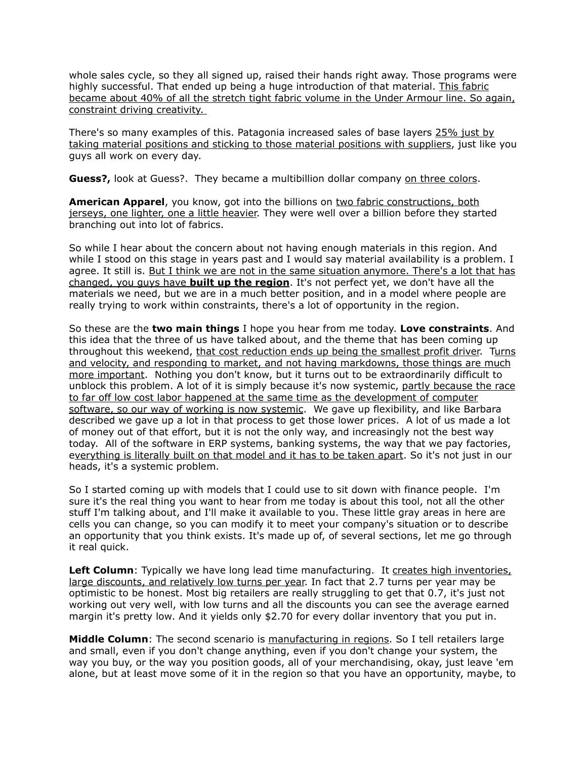whole sales cycle, so they all signed up, raised their hands right away. Those programs were highly successful. That ended up being a huge introduction of that material. <u>This fabric became about 40% of all the stretch tight fabric volume in the Under Armour line. So again, constraint driving creativity.</u>

There's so many examples of this. Patagonia increased sales of base layers <u>25% just by taking material positions and sticking to those material positions with suppliers</u>, just like you guys all work on every day.

**Guess?,** look at Guess?. They became a multibillion dollar company <u>on three colors</u>.

**American Apparel**, you know, got into the billions on <u>two fabric constructions, both jerseys, one lighter, one a little heavier</u>. They were well over a billion before they started branching out into lot of fabrics.

So while I hear about the concern about not having enough materials in this region. And while I stood on this stage in years past and I would say material availability is a problem. I agree. It still is. <u>But I think we are not in the same situation anymore. There's a lot that has changed, you guys have **built up the region**</u>. It's not perfect yet, we don't have all the materials we need, but we are in a much better position, and in a model where people are really trying to work within constraints, there's a lot of opportunity in the region.

So these are the **two main things** I hope you hear from me today. **Love constraints**. And this idea that the three of us have talked about, and the theme that has been coming up throughout this weekend, <u>that cost reduction ends up being the smallest profit driver</u>. <u>Turns and velocity, and responding to market, and not having markdowns, those things are much more important</u>. Nothing you don't know, but it turns out to be extraordinarily difficult to unblock this problem. A lot of it is simply because it's now systemic, <u>partly because the race to far off low cost labor happened at the same time as the development of computer software, so our way of working is now systemic</u>. We gave up flexibility, and like Barbara described we gave up a lot in that process to get those lower prices. A lot of us made a lot of money out of that effort, but it is not the only way, and increasingly not the best way today. All of the software in ERP systems, banking systems, the way that we pay factories, <u>everything is literally built on that model and it has to be taken apart</u>. So it's not just in our heads, it's a systemic problem.

So I started coming up with models that I could use to sit down with finance people. I'm sure it's the real thing you want to hear from me today is about this tool, not all the other stuff I'm talking about, and I'll make it available to you. These little gray areas in here are cells you can change, so you can modify it to meet your company's situation or to describe an opportunity that you think exists. It's made up of, of several sections, let me go through it real quick.

**Left Column**: Typically we have long lead time manufacturing. It <u>creates high inventories, large discounts, and relatively low turns per year</u>. In fact that 2.7 turns per year may be optimistic to be honest. Most big retailers are really struggling to get that 0.7, it's just not working out very well, with low turns and all the discounts you can see the average earned margin it's pretty low. And it yields only $2.70 for every dollar inventory that you put in.

**Middle Column**: The second scenario is <u>manufacturing in regions</u>. So I tell retailers large and small, even if you don't change anything, even if you don't change your system, the way you buy, or the way you position goods, all of your merchandising, okay, just leave 'em alone, but at least move some of it in the region so that you have an opportunity, maybe, to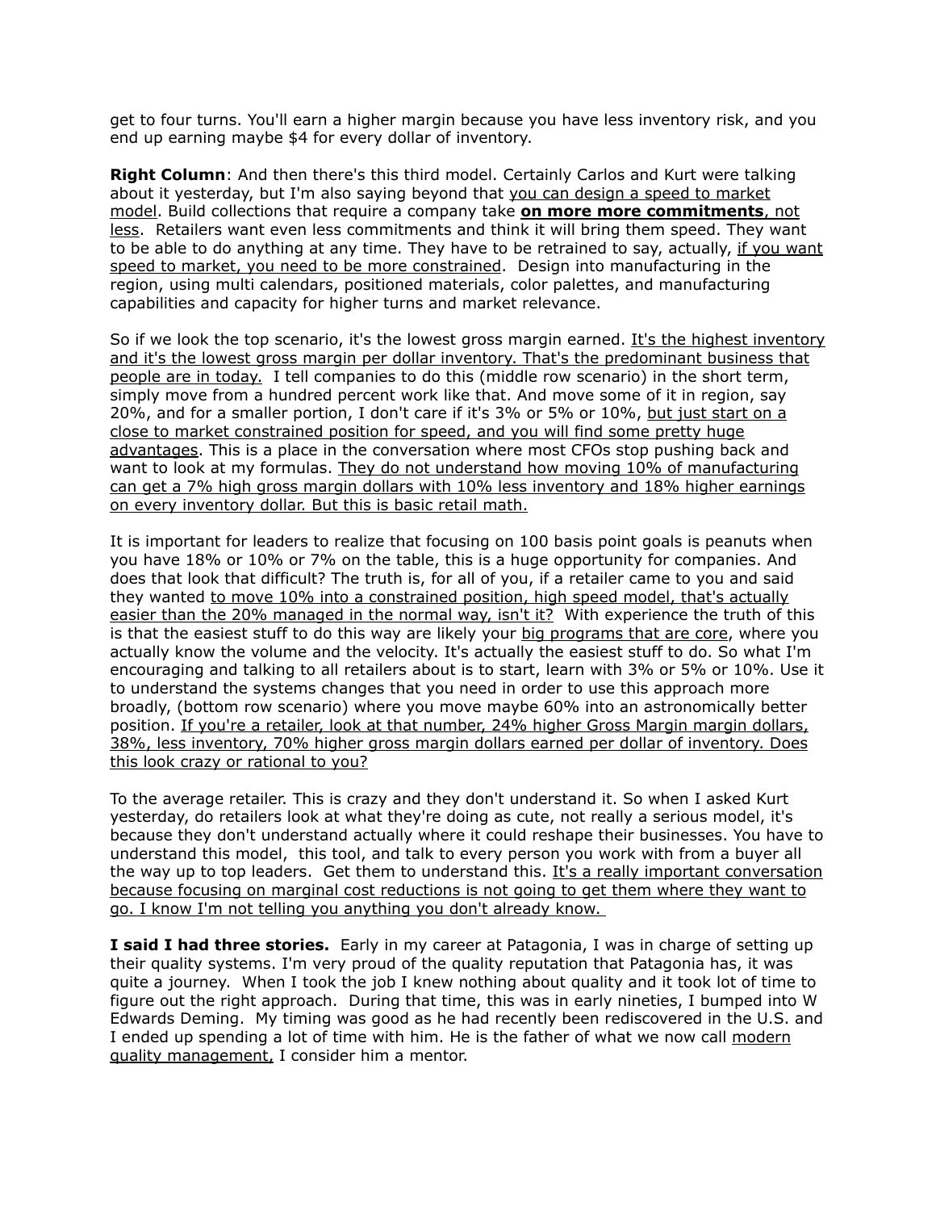get to four turns. You'll earn a higher margin because you have less inventory risk, and you end up earning maybe $4 for every dollar of inventory.

**Right Column**: And then there's this third model. Certainly Carlos and Kurt were talking about it yesterday, but I'm also saying beyond that <u>you can design a speed to market model</u>. Build collections that require a company take <u>**on more more commitments**, not less</u>. Retailers want even less commitments and think it will bring them speed. They want to be able to do anything at any time. They have to be retrained to say, actually, <u>if you want speed to market, you need to be more constrained</u>. Design into manufacturing in the region, using multi calendars, positioned materials, color palettes, and manufacturing capabilities and capacity for higher turns and market relevance.

So if we look the top scenario, it's the lowest gross margin earned. <u>It's the highest inventory and it's the lowest gross margin per dollar inventory. That's the predominant business that people are in today.</u> I tell companies to do this (middle row scenario) in the short term, simply move from a hundred percent work like that. And move some of it in region, say 20%, and for a smaller portion, I don't care if it's 3% or 5% or 10%, <u>but just start on a close to market constrained position for speed, and you will find some pretty huge advantages</u>. This is a place in the conversation where most CFOs stop pushing back and want to look at my formulas. <u>They do not understand how moving 10% of manufacturing can get a 7% high gross margin dollars with 10% less inventory and 18% higher earnings on every inventory dollar. But this is basic retail math.</u>

It is important for leaders to realize that focusing on 100 basis point goals is peanuts when you have 18% or 10% or 7% on the table, this is a huge opportunity for companies. And does that look that difficult? The truth is, for all of you, if a retailer came to you and said they wanted <u>to move 10% into a constrained position, high speed model, that's actually easier than the 20% managed in the normal way, isn't it?</u> With experience the truth of this is that the easiest stuff to do this way are likely your <u>big programs that are core</u>, where you actually know the volume and the velocity. It's actually the easiest stuff to do. So what I'm encouraging and talking to all retailers about is to start, learn with 3% or 5% or 10%. Use it to understand the systems changes that you need in order to use this approach more broadly, (bottom row scenario) where you move maybe 60% into an astronomically better position. <u>If you're a retailer, look at that number, 24% higher Gross Margin margin dollars, 38%, less inventory, 70% higher gross margin dollars earned per dollar of inventory. Does this look crazy or rational to you?</u>

To the average retailer. This is crazy and they don't understand it. So when I asked Kurt yesterday, do retailers look at what they're doing as cute, not really a serious model, it's because they don't understand actually where it could reshape their businesses. You have to understand this model, this tool, and talk to every person you work with from a buyer all the way up to top leaders. Get them to understand this. <u>It's a really important conversation because focusing on marginal cost reductions is not going to get them where they want to go. I know I'm not telling you anything you don't already know.</u>

**I said I had three stories.** Early in my career at Patagonia, I was in charge of setting up their quality systems. I'm very proud of the quality reputation that Patagonia has, it was quite a journey. When I took the job I knew nothing about quality and it took lot of time to figure out the right approach. During that time, this was in early nineties, I bumped into W Edwards Deming. My timing was good as he had recently been rediscovered in the U.S. and I ended up spending a lot of time with him. He is the father of what we now call <u>modern quality management,</u> I consider him a mentor.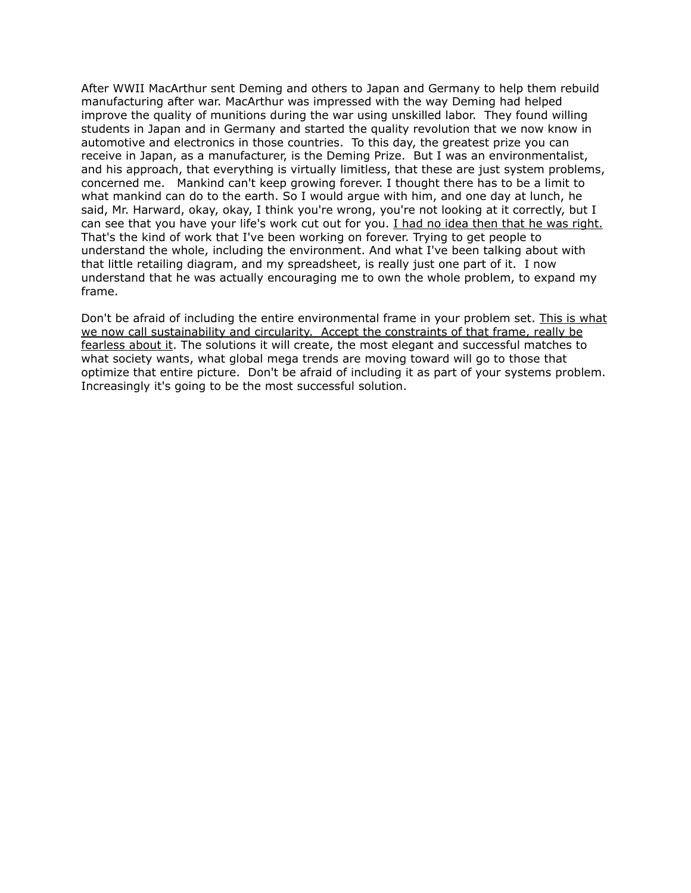After WWII MacArthur sent Deming and others to Japan and Germany to help them rebuild manufacturing after war. MacArthur was impressed with the way Deming had helped improve the quality of munitions during the war using unskilled labor. They found willing students in Japan and in Germany and started the quality revolution that we now know in automotive and electronics in those countries. To this day, the greatest prize you can receive in Japan, as a manufacturer, is the Deming Prize. But I was an environmentalist, and his approach, that everything is virtually limitless, that these are just system problems, concerned me. Mankind can't keep growing forever. I thought there has to be a limit to what mankind can do to the earth. So I would argue with him, and one day at lunch, he said, Mr. Harward, okay, okay, I think you're wrong, you're not looking at it correctly, but I can see that you have your life's work cut out for you. <u>I had no idea then that he was right.</u> That's the kind of work that I've been working on forever. Trying to get people to understand the whole, including the environment. And what I've been talking about with that little retailing diagram, and my spreadsheet, is really just one part of it. I now understand that he was actually encouraging me to own the whole problem, to expand my frame.

Don't be afraid of including the entire environmental frame in your problem set. <u>This is what we now call sustainability and circularity. Accept the constraints of that frame, really be fearless about it</u>. The solutions it will create, the most elegant and successful matches to what society wants, what global mega trends are moving toward will go to those that optimize that entire picture. Don't be afraid of including it as part of your systems problem. Increasingly it's going to be the most successful solution.